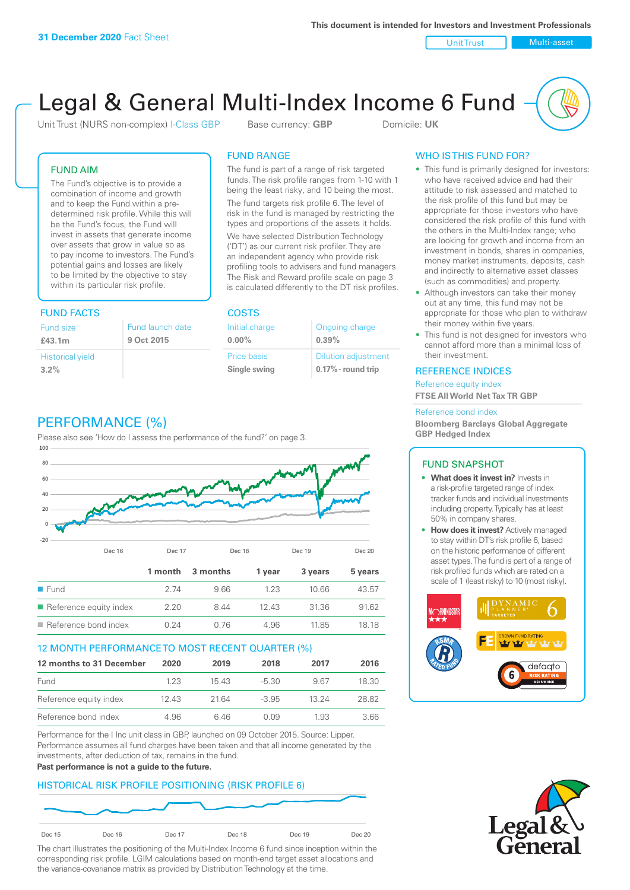**31 December 2020** Fact Sheet

This document is intended for Investors and Investment Professionals

Unit Trust | Multi-asset

# Legal & General Multi-Index Income 6 Fund

Unit Trust (NURS non-complex) I-Class GBP    Base currency: **GBP**    Domicile: **UK**

## FUND AIM

The Fund's objective is to provide a combination of income and growth and to keep the Fund within a pre-determined risk profile. While this will be the Fund's focus, the Fund will invest in assets that generate income over assets that grow in value so as to pay income to investors. The Fund's potential gains and losses are likely to be limited by the objective to stay within its particular risk profile.

## FUND RANGE

The fund is part of a range of risk targeted funds. The risk profile ranges from 1-10 with 1 being the least risky, and 10 being the most.

The fund targets risk profile 6. The level of risk in the fund is managed by restricting the types and proportions of the assets it holds.

We have selected Distribution Technology ('DT') as our current risk profiler. They are an independent agency who provide risk profiling tools to advisers and fund managers. The Risk and Reward profile scale on page 3 is calculated differently to the DT risk profiles.

## WHO IS THIS FUND FOR?

- This fund is primarily designed for investors: who have received advice and had their attitude to risk assessed and matched to the risk profile of this fund but may be appropriate for those investors who have considered the risk profile of this fund with the others in the Multi-Index range; who are looking for growth and income from an investment in bonds, shares in companies, money market instruments, deposits, cash and indirectly to alternative asset classes (such as commodities) and property.
- Although investors can take their money out at any time, this fund may not be appropriate for those who plan to withdraw their money within five years.
- This fund is not designed for investors who cannot afford more than a minimal loss of their investment.

## FUND FACTS

| Fund size | Fund launch date |
|---|---|
| **£43.1m** | **9 Oct 2015** |
| Historical yield | |
| **3.2%** | |

## COSTS

| Initial charge | Ongoing charge |
|---|---|
| **0.00%** | **0.39%** |
| Price basis | Dilution adjustment |
| **Single swing** | **0.17%- round trip** |

## REFERENCE INDICES

Reference equity index
**FTSE All World Net Tax TR GBP**

Reference bond index
**Bloomberg Barclays Global Aggregate GBP Hedged Index**

## PERFORMANCE (%)

Please also see 'How do I assess the performance of the fund?' on page 3.

| | 1 month | 3 months | 1 year | 3 years | 5 years |
|---|---|---|---|---|---|
| Fund | 2.74 | 9.66 | 1.23 | 10.66 | 43.57 |
| Reference equity index | 2.20 | 8.44 | 12.43 | 31.36 | 91.62 |
| Reference bond index | 0.24 | 0.76 | 4.96 | 11.85 | 18.18 |

## 12 MONTH PERFORMANCE TO MOST RECENT QUARTER (%)

| 12 months to 31 December | 2020 | 2019 | 2018 | 2017 | 2016 |
|---|---|---|---|---|---|
| Fund | 1.23 | 15.43 | -5.30 | 9.67 | 18.30 |
| Reference equity index | 12.43 | 21.64 | -3.95 | 13.24 | 28.82 |
| Reference bond index | 4.96 | 6.46 | 0.09 | 1.93 | 3.66 |

Performance for the I Inc unit class in GBP, launched on 09 October 2015. Source: Lipper. Performance assumes all fund charges have been taken and that all income generated by the investments, after deduction of tax, remains in the fund.
**Past performance is not a guide to the future.**

## FUND SNAPSHOT

- **What does it invest in?** Invests in a risk-profile targeted range of index tracker funds and individual investments including property. Typically has at least 50% in company shares.
- **How does it invest?** Actively managed to stay within DT's risk profile 6, based on the historic performance of different asset types. The fund is part of a range of risk profiled funds which are rated on a scale of 1 (least risky) to 10 (most risky).

## HISTORICAL RISK PROFILE POSITIONING (RISK PROFILE 6)

The chart illustrates the positioning of the Multi-Index Income 6 fund since inception within the corresponding risk profile. LGIM calculations based on month-end target asset allocations and the variance-covariance matrix as provided by Distribution Technology at the time.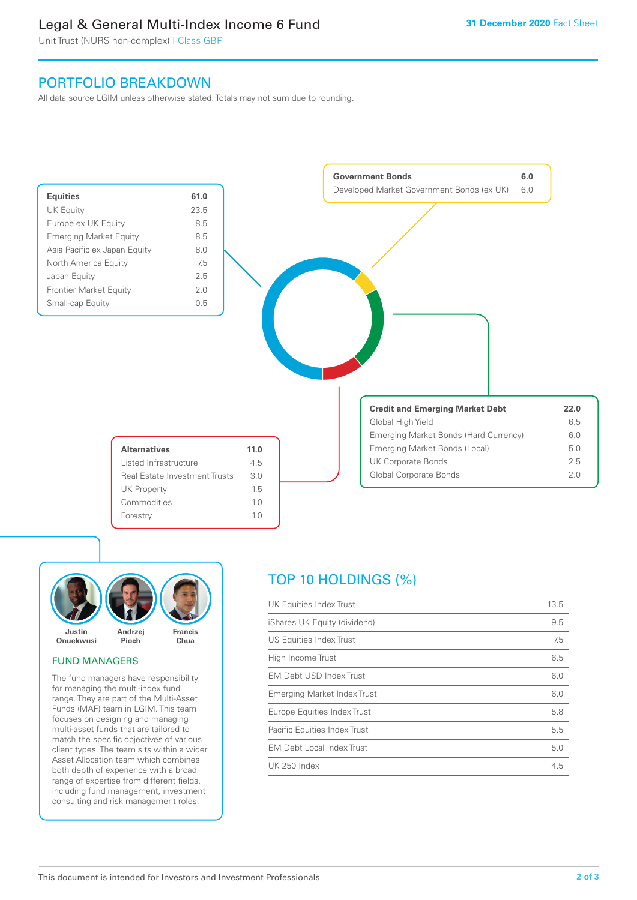# Legal & General Multi-Index Income 6 Fund

Unit Trust (NURS non-complex) I-Class GBP

**31 December 2020** Fact Sheet

## PORTFOLIO BREAKDOWN

All data source LGIM unless otherwise stated. Totals may not sum due to rounding.

| Equities | 61.0 |
|---|---|
| UK Equity | 23.5 |
| Europe ex UK Equity | 8.5 |
| Emerging Market Equity | 8.5 |
| Asia Pacific ex Japan Equity | 8.0 |
| North America Equity | 7.5 |
| Japan Equity | 2.5 |
| Frontier Market Equity | 2.0 |
| Small-cap Equity | 0.5 |

| Government Bonds | 6.0 |
|---|---|
| Developed Market Government Bonds (ex UK) | 6.0 |

| Credit and Emerging Market Debt | 22.0 |
|---|---|
| Global High Yield | 6.5 |
| Emerging Market Bonds (Hard Currency) | 6.0 |
| Emerging Market Bonds (Local) | 5.0 |
| UK Corporate Bonds | 2.5 |
| Global Corporate Bonds | 2.0 |

| Alternatives | 11.0 |
|---|---|
| Listed Infrastructure | 4.5 |
| Real Estate Investment Trusts | 3.0 |
| UK Property | 1.5 |
| Commodities | 1.0 |
| Forestry | 1.0 |

Justin Onuekwusi, Andrzej Pioch, Francis Chua

### FUND MANAGERS

The fund managers have responsibility for managing the multi-index fund range. They are part of the Multi-Asset Funds (MAF) team in LGIM. This team focuses on designing and managing multi-asset funds that are tailored to match the specific objectives of various client types. The team sits within a wider Asset Allocation team which combines both depth of experience with a broad range of expertise from different fields, including fund management, investment consulting and risk management roles.

## TOP 10 HOLDINGS (%)

| Holding | % |
|---|---|
| UK Equities Index Trust | 13.5 |
| iShares UK Equity (dividend) | 9.5 |
| US Equities Index Trust | 7.5 |
| High Income Trust | 6.5 |
| EM Debt USD Index Trust | 6.0 |
| Emerging Market Index Trust | 6.0 |
| Europe Equities Index Trust | 5.8 |
| Pacific Equities Index Trust | 5.5 |
| EM Debt Local Index Trust | 5.0 |
| UK 250 Index | 4.5 |

This document is intended for Investors and Investment Professionals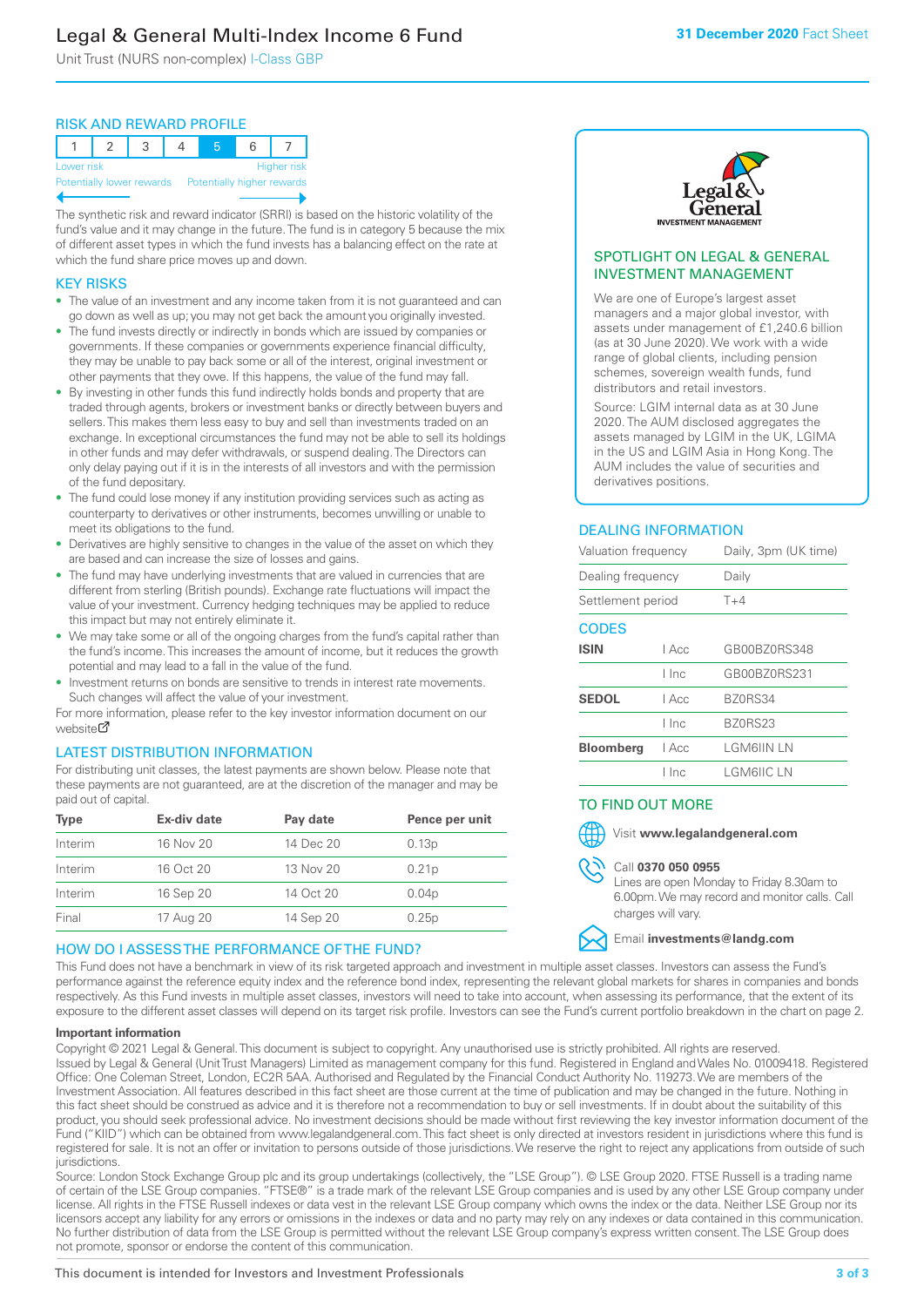# Legal & General Multi-Index Income 6 Fund

Unit Trust (NURS non-complex) I-Class GBP

31 December 2020 Fact Sheet

## RISK AND REWARD PROFILE

| 1 | 2 | 3 | 4 | 5 | 6 | 7 |
|---|---|---|---|---|---|---|

Lower risk — Higher risk

Potentially lower rewards — Potentially higher rewards

The synthetic risk and reward indicator (SRRI) is based on the historic volatility of the fund's value and it may change in the future. The fund is in category 5 because the mix of different asset types in which the fund invests has a balancing effect on the rate at which the fund share price moves up and down.

## KEY RISKS

- The value of an investment and any income taken from it is not guaranteed and can go down as well as up; you may not get back the amount you originally invested.
- The fund invests directly or indirectly in bonds which are issued by companies or governments. If these companies or governments experience financial difficulty, they may be unable to pay back some or all of the interest, original investment or other payments that they owe. If this happens, the value of the fund may fall.
- By investing in other funds this fund indirectly holds bonds and property that are traded through agents, brokers or investment banks or directly between buyers and sellers. This makes them less easy to buy and sell than investments traded on an exchange. In exceptional circumstances the fund may not be able to sell its holdings in other funds and may defer withdrawals, or suspend dealing. The Directors can only delay paying out if it is in the interests of all investors and with the permission of the fund depositary.
- The fund could lose money if any institution providing services such as acting as counterparty to derivatives or other instruments, becomes unwilling or unable to meet its obligations to the fund.
- Derivatives are highly sensitive to changes in the value of the asset on which they are based and can increase the size of losses and gains.
- The fund may have underlying investments that are valued in currencies that are different from sterling (British pounds). Exchange rate fluctuations will impact the value of your investment. Currency hedging techniques may be applied to reduce this impact but may not entirely eliminate it.
- We may take some or all of the ongoing charges from the fund's capital rather than the fund's income. This increases the amount of income, but it reduces the growth potential and may lead to a fall in the value of the fund.
- Investment returns on bonds are sensitive to trends in interest rate movements. Such changes will affect the value of your investment.

For more information, please refer to the key investor information document on our website

## LATEST DISTRIBUTION INFORMATION

For distributing unit classes, the latest payments are shown below. Please note that these payments are not guaranteed, are at the discretion of the manager and may be paid out of capital.

| Type | Ex-div date | Pay date | Pence per unit |
|---|---|---|---|
| Interim | 16 Nov 20 | 14 Dec 20 | 0.13p |
| Interim | 16 Oct 20 | 13 Nov 20 | 0.21p |
| Interim | 16 Sep 20 | 14 Oct 20 | 0.04p |
| Final | 17 Aug 20 | 14 Sep 20 | 0.25p |

## HOW DO I ASSESS THE PERFORMANCE OF THE FUND?

This Fund does not have a benchmark in view of its risk targeted approach and investment in multiple asset classes. Investors can assess the Fund's performance against the reference equity index and the reference bond index, representing the relevant global markets for shares in companies and bonds respectively. As this Fund invests in multiple asset classes, investors will need to take into account, when assessing its performance, that the extent of its exposure to the different asset classes will depend on its target risk profile. Investors can see the Fund's current portfolio breakdown in the chart on page 2.

## SPOTLIGHT ON LEGAL & GENERAL INVESTMENT MANAGEMENT

We are one of Europe's largest asset managers and a major global investor, with assets under management of £1,240.6 billion (as at 30 June 2020). We work with a wide range of global clients, including pension schemes, sovereign wealth funds, fund distributors and retail investors.

Source: LGIM internal data as at 30 June 2020. The AUM disclosed aggregates the assets managed by LGIM in the UK, LGIMA in the US and LGIM Asia in Hong Kong. The AUM includes the value of securities and derivatives positions.

## DEALING INFORMATION

| | |
|---|---|
| Valuation frequency | Daily, 3pm (UK time) |
| Dealing frequency | Daily |
| Settlement period | T+4 |

## CODES

| | | |
|---|---|---|
| **ISIN** | I Acc | GB00BZ0RS348 |
| | I Inc | GB00BZ0RS231 |
| **SEDOL** | I Acc | BZ0RS34 |
| | I Inc | BZ0RS23 |
| **Bloomberg** | I Acc | LGM6IIN LN |
| | I Inc | LGM6IIC LN |

## TO FIND OUT MORE

Visit **www.legalandgeneral.com**

Call **0370 050 0955**
Lines are open Monday to Friday 8.30am to 6.00pm. We may record and monitor calls. Call charges will vary.

Email **investments@landg.com**

### Important information

Copyright © 2021 Legal & General. This document is subject to copyright. Any unauthorised use is strictly prohibited. All rights are reserved.

Issued by Legal & General (Unit Trust Managers) Limited as management company for this fund. Registered in England and Wales No. 01009418. Registered Office: One Coleman Street, London, EC2R 5AA. Authorised and Regulated by the Financial Conduct Authority No. 119273. We are members of the Investment Association. All features described in this fact sheet are those current at the time of publication and may be changed in the future. Nothing in this fact sheet should be construed as advice and it is therefore not a recommendation to buy or sell investments. If in doubt about the suitability of this product, you should seek professional advice. No investment decisions should be made without first reviewing the key investor information document of the Fund ("KIID") which can be obtained from www.legalandgeneral.com. This fact sheet is only directed at investors resident in jurisdictions where this fund is registered for sale. It is not an offer or invitation to persons outside of those jurisdictions. We reserve the right to reject any applications from outside of such jurisdictions.

Source: London Stock Exchange Group plc and its group undertakings (collectively, the "LSE Group"). © LSE Group 2020. FTSE Russell is a trading name of certain of the LSE Group companies. "FTSE®" is a trade mark of the relevant LSE Group companies and is used by any other LSE Group company under license. All rights in the FTSE Russell indexes or data vest in the relevant LSE Group company which owns the index or the data. Neither LSE Group nor its licensors accept any liability for any errors or omissions in the indexes or data and no party may rely on any indexes or data contained in this communication. No further distribution of data from the LSE Group is permitted without the relevant LSE Group company's express written consent. The LSE Group does not promote, sponsor or endorse the content of this communication.

This document is intended for Investors and Investment Professionals